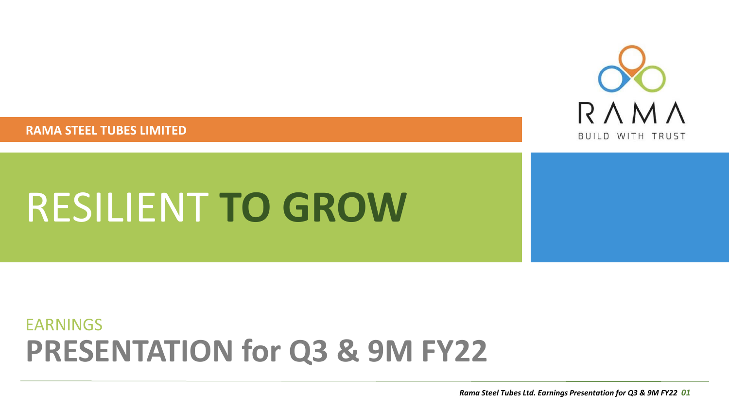RAMA

BUILD WITH TRUST

**RAMA STEEL TUBES LIMITED**

# RESILIENT **TO GROW**

EARNINGS

## PRESENTATION for Q3 & 9M FY22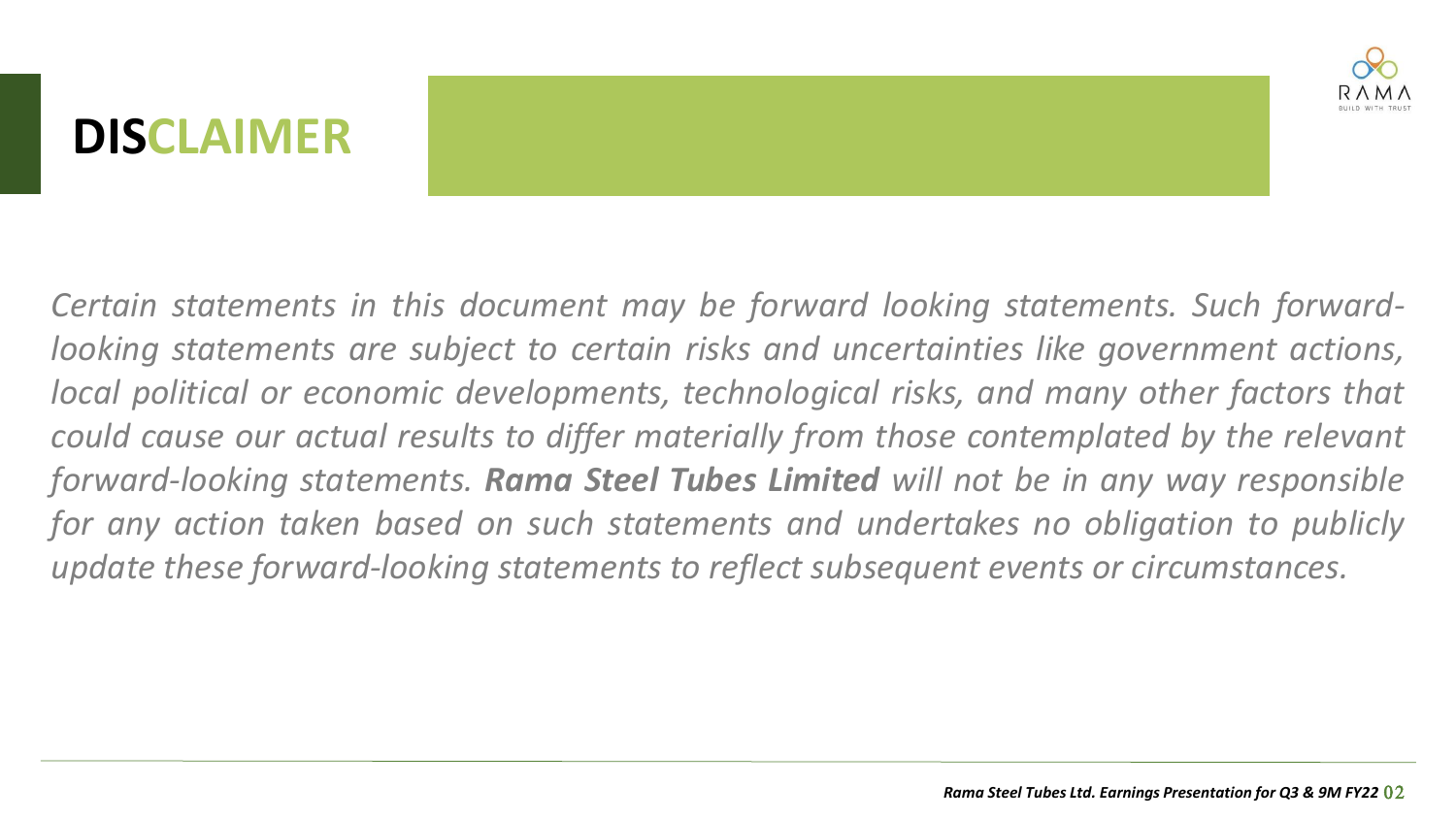# DISCLAIMER

*Certain statements in this document may be forward looking statements. Such forward-looking statements are subject to certain risks and uncertainties like government actions, local political or economic developments, technological risks, and many other factors that could cause our actual results to differ materially from those contemplated by the relevant forward-looking statements.* ***Rama Steel Tubes Limited*** *will not be in any way responsible for any action taken based on such statements and undertakes no obligation to publicly update these forward-looking statements to reflect subsequent events or circumstances.*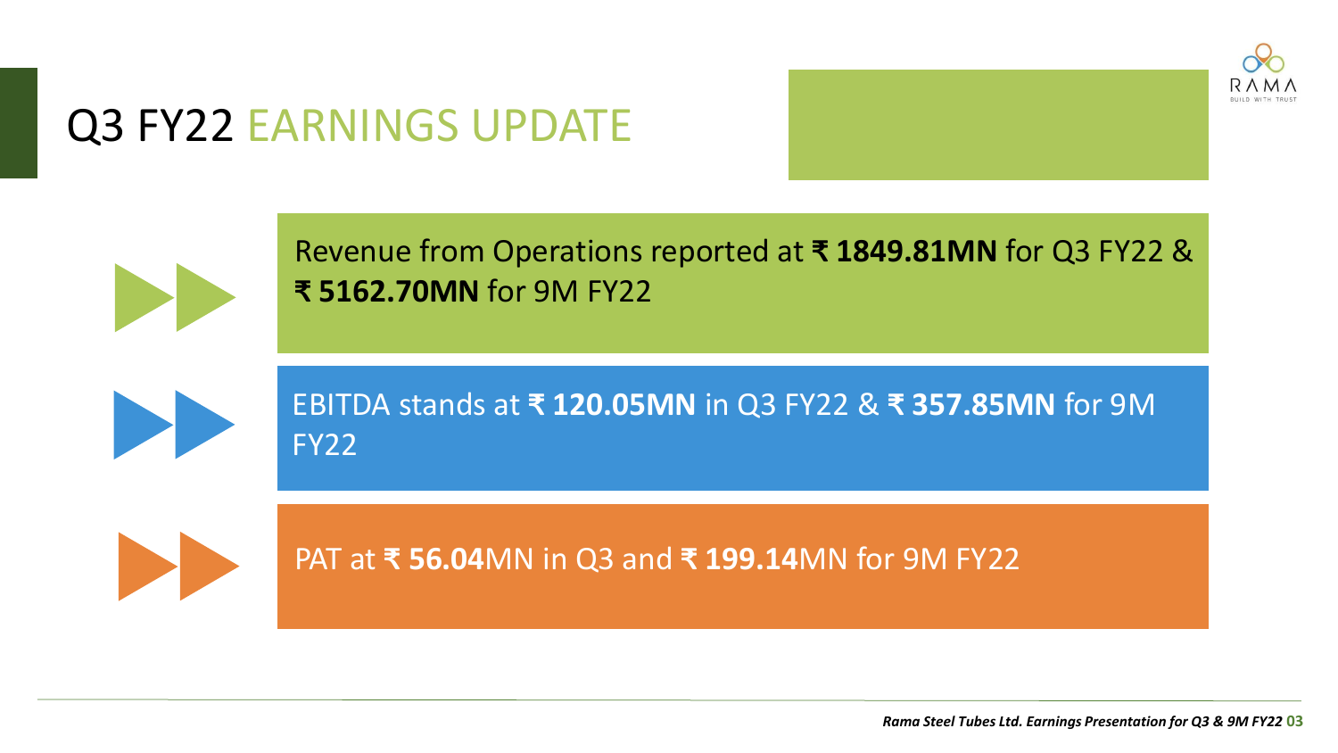# Q3 FY22 EARNINGS UPDATE

- Revenue from Operations reported at **₹ 1849.81MN** for Q3 FY22 & **₹ 5162.70MN** for 9M FY22

- EBITDA stands at **₹ 120.05MN** in Q3 FY22 & **₹ 357.85MN** for 9M FY22

- PAT at **₹ 56.04**MN in Q3 and **₹ 199.14**MN for 9M FY22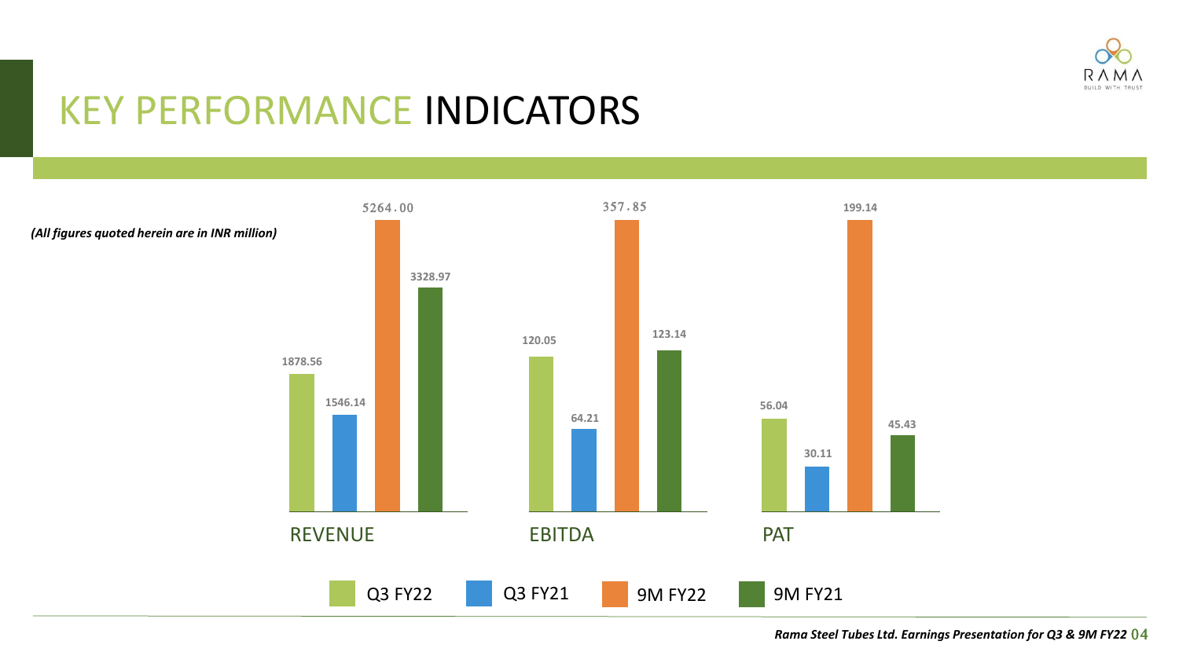# KEY PERFORMANCE INDICATORS

*(All figures quoted herein are in INR million)*

| | Q3 FY22 | Q3 FY21 | 9M FY22 | 9M FY21 |
|---|---|---|---|---|
| REVENUE | 1878.56 | 1546.14 | 5264.00 | 3328.97 |
| EBITDA | 120.05 | 64.21 | 357.85 | 123.14 |
| PAT | 56.04 | 30.11 | 199.14 | 45.43 |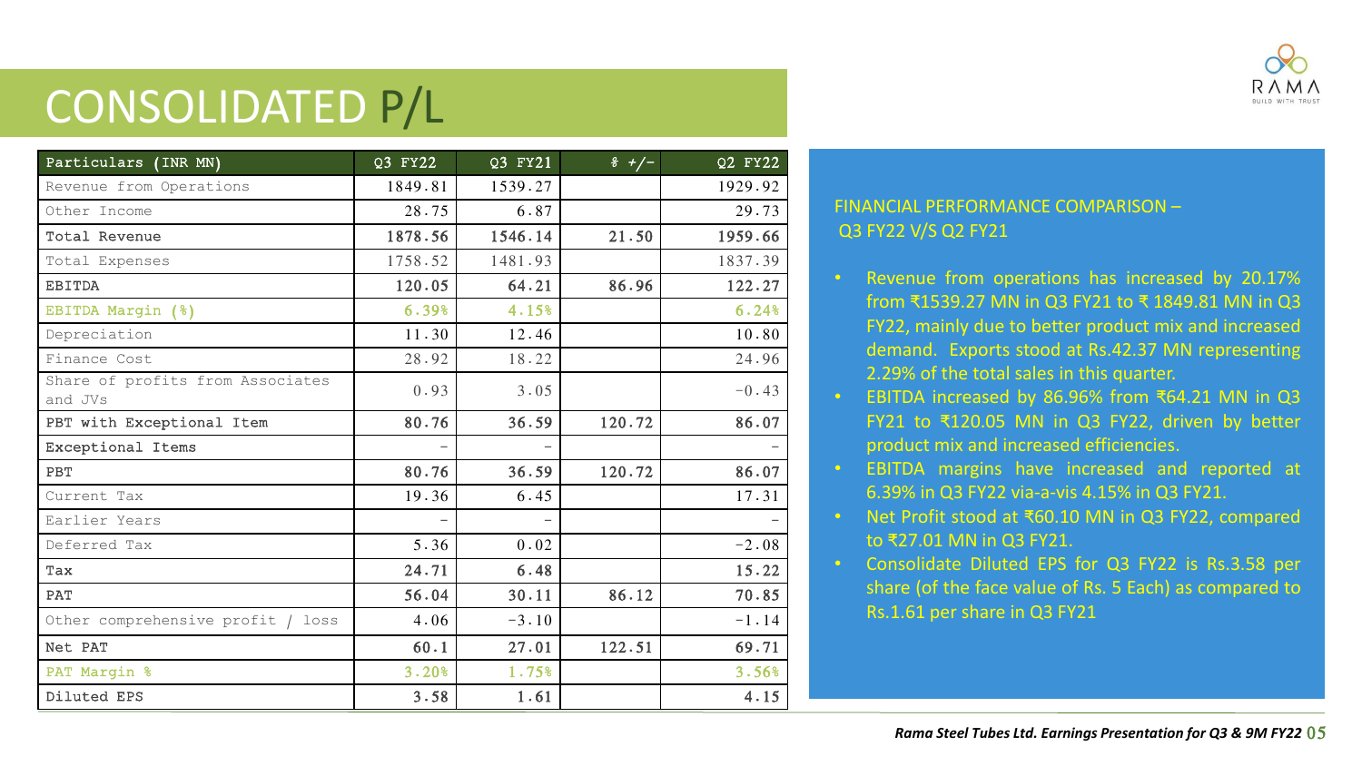# CONSOLIDATED P/L

| Particulars (INR MN) | Q3 FY22 | Q3 FY21 | % +/- | Q2 FY22 |
|---|---|---|---|---|
| Revenue from Operations | 1849.81 | 1539.27 | | 1929.92 |
| Other Income | 28.75 | 6.87 | | 29.73 |
| **Total Revenue** | **1878.56** | **1546.14** | **21.50** | **1959.66** |
| Total Expenses | 1758.52 | 1481.93 | | 1837.39 |
| **EBITDA** | **120.05** | **64.21** | **86.96** | **122.27** |
| EBITDA Margin (%) | 6.39% | 4.15% | | 6.24% |
| Depreciation | 11.30 | 12.46 | | 10.80 |
| Finance Cost | 28.92 | 18.22 | | 24.96 |
| Share of profits from Associates and JVs | 0.93 | 3.05 | | -0.43 |
| **PBT with Exceptional Item** | **80.76** | **36.59** | **120.72** | **86.07** |
| Exceptional Items | - | - | | - |
| **PBT** | **80.76** | **36.59** | **120.72** | **86.07** |
| Current Tax | 19.36 | 6.45 | | 17.31 |
| Earlier Years | - | - | | - |
| Deferred Tax | 5.36 | 0.02 | | -2.08 |
| **Tax** | **24.71** | **6.48** | | **15.22** |
| **PAT** | **56.04** | **30.11** | **86.12** | **70.85** |
| Other comprehensive profit / loss | 4.06 | -3.10 | | -1.14 |
| **Net PAT** | **60.1** | **27.01** | **122.51** | **69.71** |
| PAT Margin % | 3.20% | 1.75% | | 3.56% |
| **Diluted EPS** | **3.58** | **1.61** | | **4.15** |

FINANCIAL PERFORMANCE COMPARISON – Q3 FY22 V/S Q2 FY21

- Revenue from operations has increased by 20.17% from ₹1539.27 MN in Q3 FY21 to ₹ 1849.81 MN in Q3 FY22, mainly due to better product mix and increased demand. Exports stood at Rs.42.37 MN representing 2.29% of the total sales in this quarter.
- EBITDA increased by 86.96% from ₹64.21 MN in Q3 FY21 to ₹120.05 MN in Q3 FY22, driven by better product mix and increased efficiencies.
- EBITDA margins have increased and reported at 6.39% in Q3 FY22 via-a-vis 4.15% in Q3 FY21.
- Net Profit stood at ₹60.10 MN in Q3 FY22, compared to ₹27.01 MN in Q3 FY21.
- Consolidate Diluted EPS for Q3 FY22 is Rs.3.58 per share (of the face value of Rs. 5 Each) as compared to Rs.1.61 per share in Q3 FY21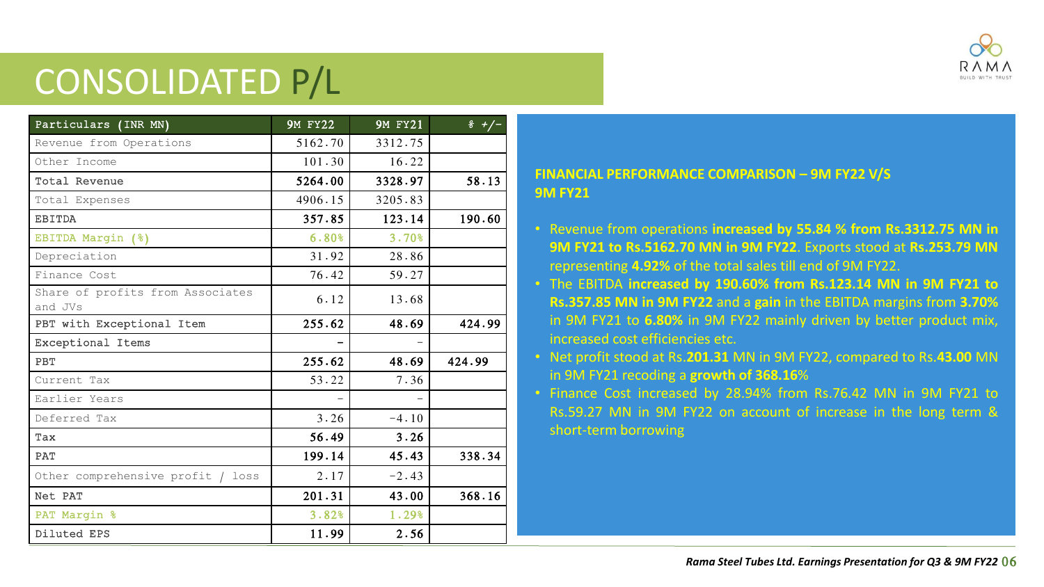# CONSOLIDATED P/L

| Particulars (INR MN) | 9M FY22 | 9M FY21 | % +/- |
|---|---|---|---|
| Revenue from Operations | 5162.70 | 3312.75 | |
| Other Income | 101.30 | 16.22 | |
| **Total Revenue** | **5264.00** | **3328.97** | **58.13** |
| Total Expenses | 4906.15 | 3205.83 | |
| EBITDA | **357.85** | **123.14** | **190.60** |
| EBITDA Margin (%) | 6.80% | 3.70% | |
| Depreciation | 31.92 | 28.86 | |
| Finance Cost | 76.42 | 59.27 | |
| Share of profits from Associates and JVs | 6.12 | 13.68 | |
| PBT with Exceptional Item | **255.62** | **48.69** | **424.99** |
| Exceptional Items | - | - | |
| PBT | **255.62** | **48.69** | **424.99** |
| Current Tax | 53.22 | 7.36 | |
| Earlier Years | - | - | |
| Deferred Tax | 3.26 | -4.10 | |
| Tax | **56.49** | **3.26** | |
| PAT | **199.14** | **45.43** | **338.34** |
| Other comprehensive profit / loss | 2.17 | -2.43 | |
| Net PAT | **201.31** | **43.00** | **368.16** |
| PAT Margin % | 3.82% | 1.29% | |
| Diluted EPS | **11.99** | **2.56** | |

### FINANCIAL PERFORMANCE COMPARISON – 9M FY22 V/S 9M FY21

- Revenue from operations **increased by 55.84 % from Rs.3312.75 MN in 9M FY21 to Rs.5162.70 MN in 9M FY22**. Exports stood at **Rs.253.79 MN** representing **4.92%** of the total sales till end of 9M FY22.
- The EBITDA **increased by 190.60% from Rs.123.14 MN in 9M FY21 to Rs.357.85 MN in 9M FY22** and a **gain** in the EBITDA margins from **3.70%** in 9M FY21 to **6.80%** in 9M FY22 mainly driven by better product mix, increased cost efficiencies etc.
- Net profit stood at Rs.**201.31** MN in 9M FY22, compared to Rs.**43.00** MN in 9M FY21 recoding a **growth of 368.16**%
- Finance Cost increased by 28.94% from Rs.76.42 MN in 9M FY21 to Rs.59.27 MN in 9M FY22 on account of increase in the long term & short-term borrowing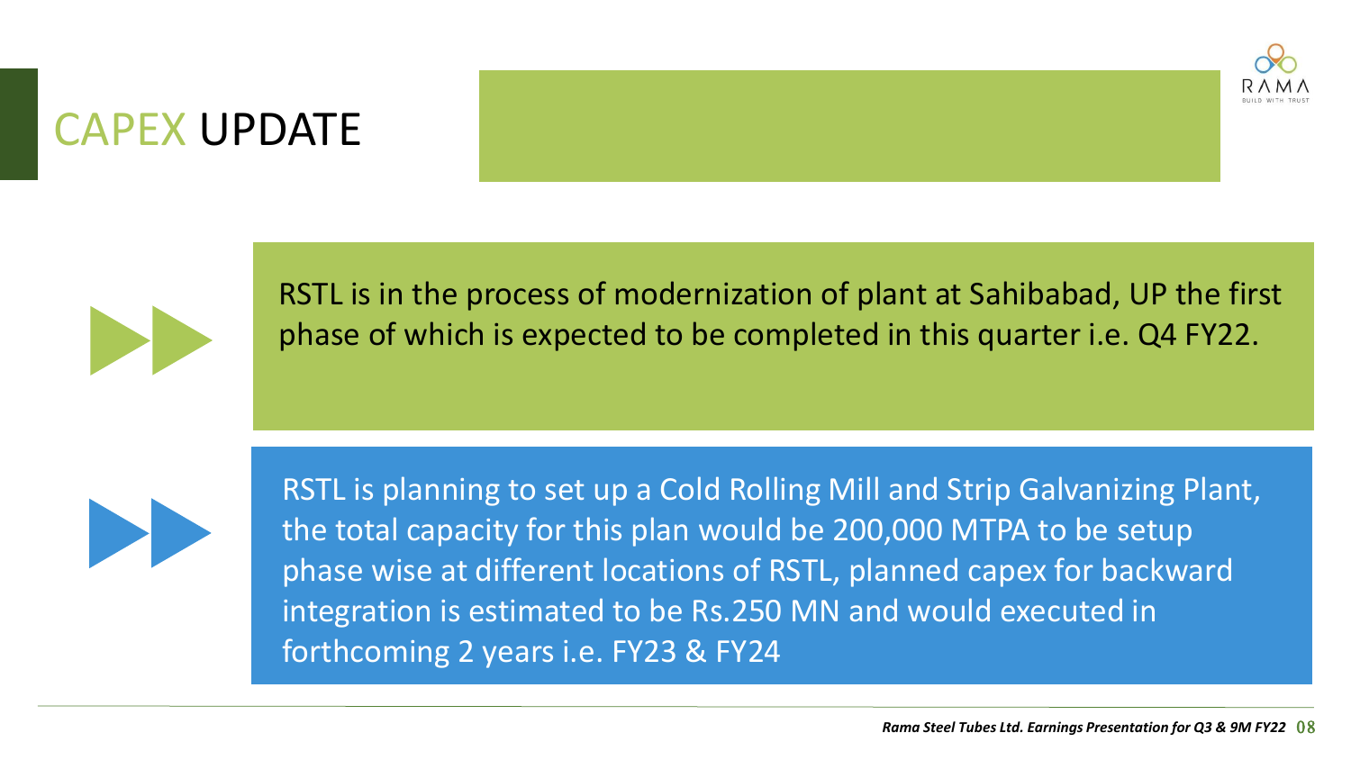# CAPEX UPDATE

- RSTL is in the process of modernization of plant at Sahibabad, UP the first phase of which is expected to be completed in this quarter i.e. Q4 FY22.

- RSTL is planning to set up a Cold Rolling Mill and Strip Galvanizing Plant, the total capacity for this plan would be 200,000 MTPA to be setup phase wise at different locations of RSTL, planned capex for backward integration is estimated to be Rs.250 MN and would executed in forthcoming 2 years i.e. FY23 & FY24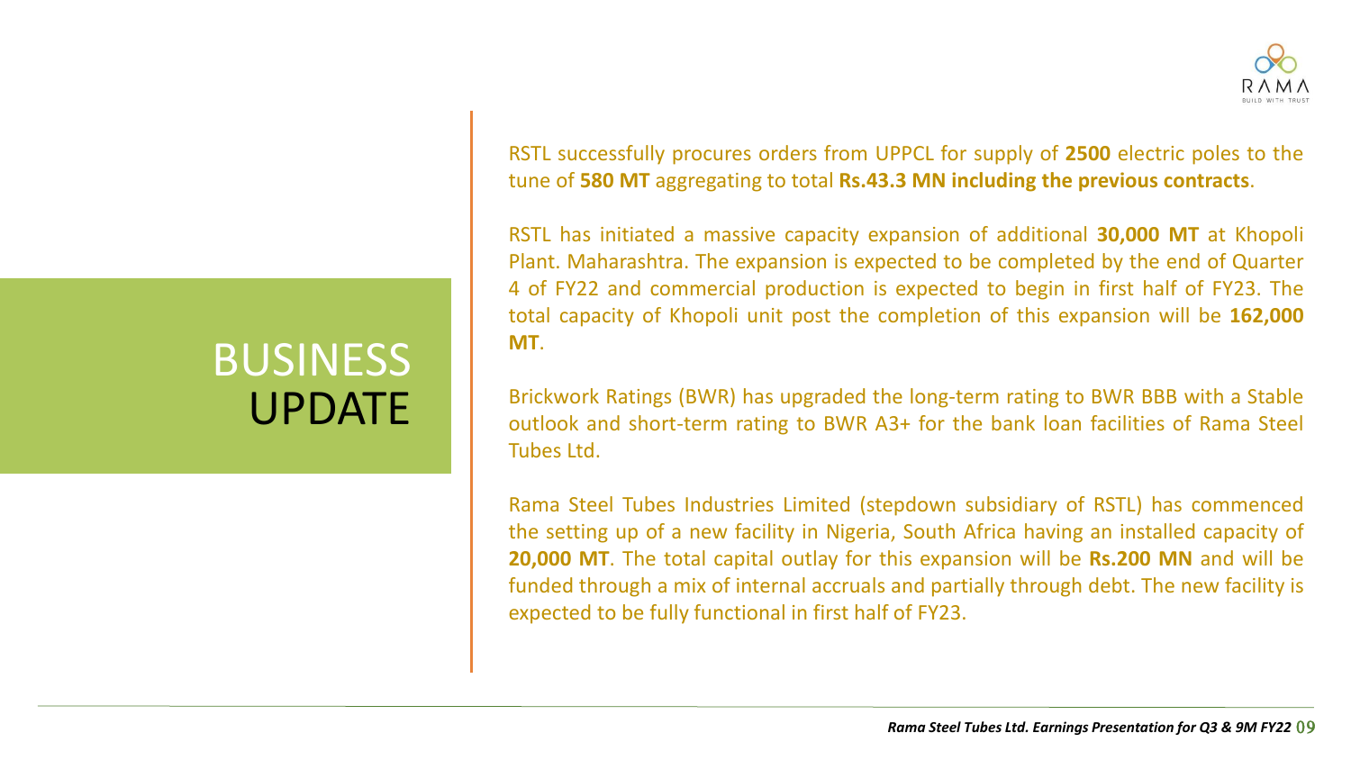# BUSINESS UPDATE

RSTL successfully procures orders from UPPCL for supply of **2500** electric poles to the tune of **580 MT** aggregating to total **Rs.43.3 MN including the previous contracts**.

RSTL has initiated a massive capacity expansion of additional **30,000 MT** at Khopoli Plant. Maharashtra. The expansion is expected to be completed by the end of Quarter 4 of FY22 and commercial production is expected to begin in first half of FY23. The total capacity of Khopoli unit post the completion of this expansion will be **162,000 MT**.

Brickwork Ratings (BWR) has upgraded the long-term rating to BWR BBB with a Stable outlook and short-term rating to BWR A3+ for the bank loan facilities of Rama Steel Tubes Ltd.

Rama Steel Tubes Industries Limited (stepdown subsidiary of RSTL) has commenced the setting up of a new facility in Nigeria, South Africa having an installed capacity of **20,000 MT**. The total capital outlay for this expansion will be **Rs.200 MN** and will be funded through a mix of internal accruals and partially through debt. The new facility is expected to be fully functional in first half of FY23.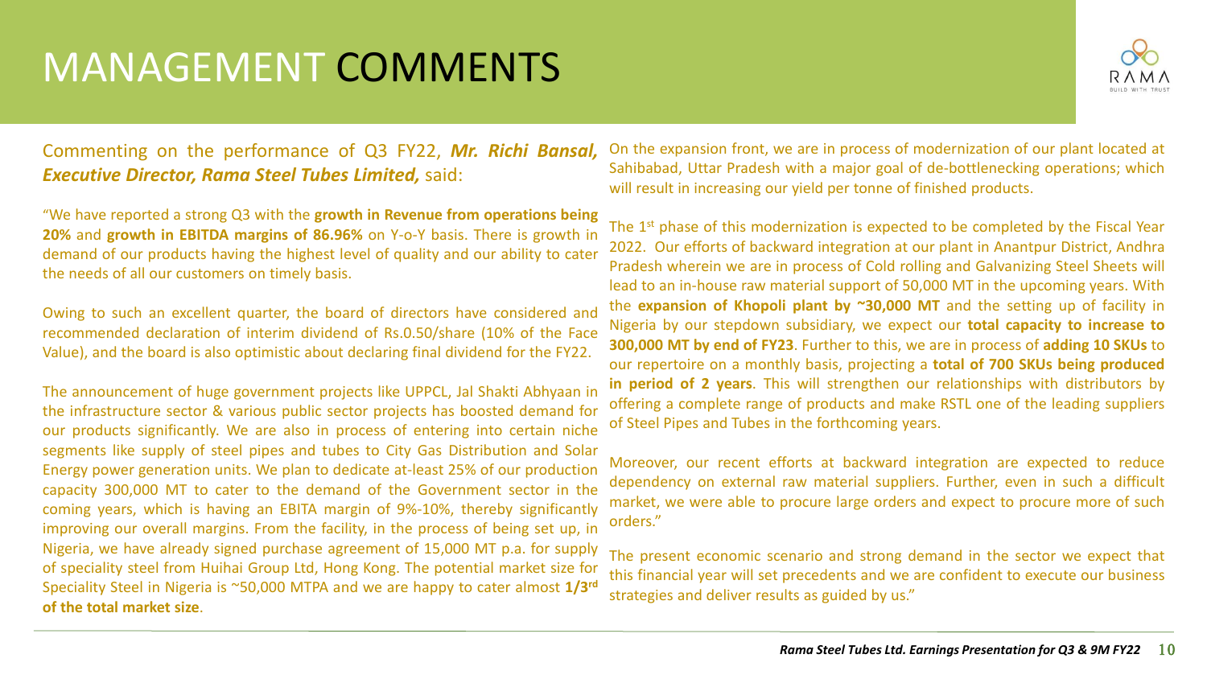# MANAGEMENT COMMENTS

Commenting on the performance of Q3 FY22, ***Mr. Richi Bansal, Executive Director, Rama Steel Tubes Limited,*** said:

"We have reported a strong Q3 with the **growth in Revenue from operations being 20%** and **growth in EBITDA margins of 86.96%** on Y-o-Y basis. There is growth in demand of our products having the highest level of quality and our ability to cater the needs of all our customers on timely basis.

Owing to such an excellent quarter, the board of directors have considered and recommended declaration of interim dividend of Rs.0.50/share (10% of the Face Value), and the board is also optimistic about declaring final dividend for the FY22.

The announcement of huge government projects like UPPCL, Jal Shakti Abhyaan in the infrastructure sector & various public sector projects has boosted demand for our products significantly. We are also in process of entering into certain niche segments like supply of steel pipes and tubes to City Gas Distribution and Solar Energy power generation units. We plan to dedicate at-least 25% of our production capacity 300,000 MT to cater to the demand of the Government sector in the coming years, which is having an EBITA margin of 9%-10%, thereby significantly improving our overall margins. From the facility, in the process of being set up, in Nigeria, we have already signed purchase agreement of 15,000 MT p.a. for supply of speciality steel from Huihai Group Ltd, Hong Kong. The potential market size for Speciality Steel in Nigeria is ~50,000 MTPA and we are happy to cater almost **1/3rd of the total market size**.

On the expansion front, we are in process of modernization of our plant located at Sahibabad, Uttar Pradesh with a major goal of de-bottlenecking operations; which will result in increasing our yield per tonne of finished products.

The 1st phase of this modernization is expected to be completed by the Fiscal Year 2022. Our efforts of backward integration at our plant in Anantpur District, Andhra Pradesh wherein we are in process of Cold rolling and Galvanizing Steel Sheets will lead to an in-house raw material support of 50,000 MT in the upcoming years. With the **expansion of Khopoli plant by ~30,000 MT** and the setting up of facility in Nigeria by our stepdown subsidiary, we expect our **total capacity to increase to 300,000 MT by end of FY23**. Further to this, we are in process of **adding 10 SKUs** to our repertoire on a monthly basis, projecting a **total of 700 SKUs being produced in period of 2 years**. This will strengthen our relationships with distributors by offering a complete range of products and make RSTL one of the leading suppliers of Steel Pipes and Tubes in the forthcoming years.

Moreover, our recent efforts at backward integration are expected to reduce dependency on external raw material suppliers. Further, even in such a difficult market, we were able to procure large orders and expect to procure more of such orders."

The present economic scenario and strong demand in the sector we expect that this financial year will set precedents and we are confident to execute our business strategies and deliver results as guided by us."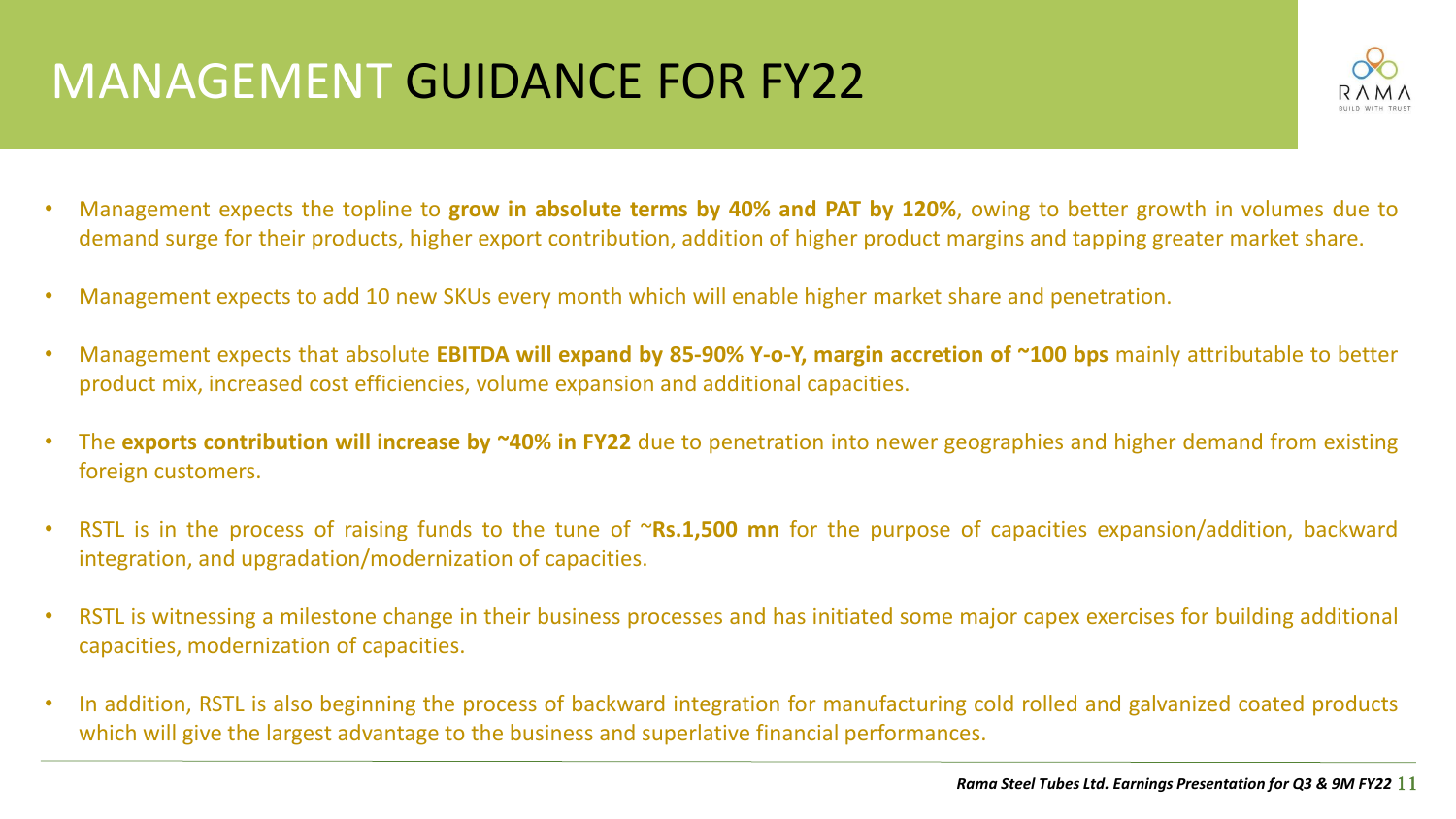# MANAGEMENT GUIDANCE FOR FY22

- Management expects the topline to **grow in absolute terms by 40% and PAT by 120%**, owing to better growth in volumes due to demand surge for their products, higher export contribution, addition of higher product margins and tapping greater market share.
- Management expects to add 10 new SKUs every month which will enable higher market share and penetration.
- Management expects that absolute **EBITDA will expand by 85-90% Y-o-Y, margin accretion of ~100 bps** mainly attributable to better product mix, increased cost efficiencies, volume expansion and additional capacities.
- The **exports contribution will increase by ~40% in FY22** due to penetration into newer geographies and higher demand from existing foreign customers.
- RSTL is in the process of raising funds to the tune of ~**Rs.1,500 mn** for the purpose of capacities expansion/addition, backward integration, and upgradation/modernization of capacities.
- RSTL is witnessing a milestone change in their business processes and has initiated some major capex exercises for building additional capacities, modernization of capacities.
- In addition, RSTL is also beginning the process of backward integration for manufacturing cold rolled and galvanized coated products which will give the largest advantage to the business and superlative financial performances.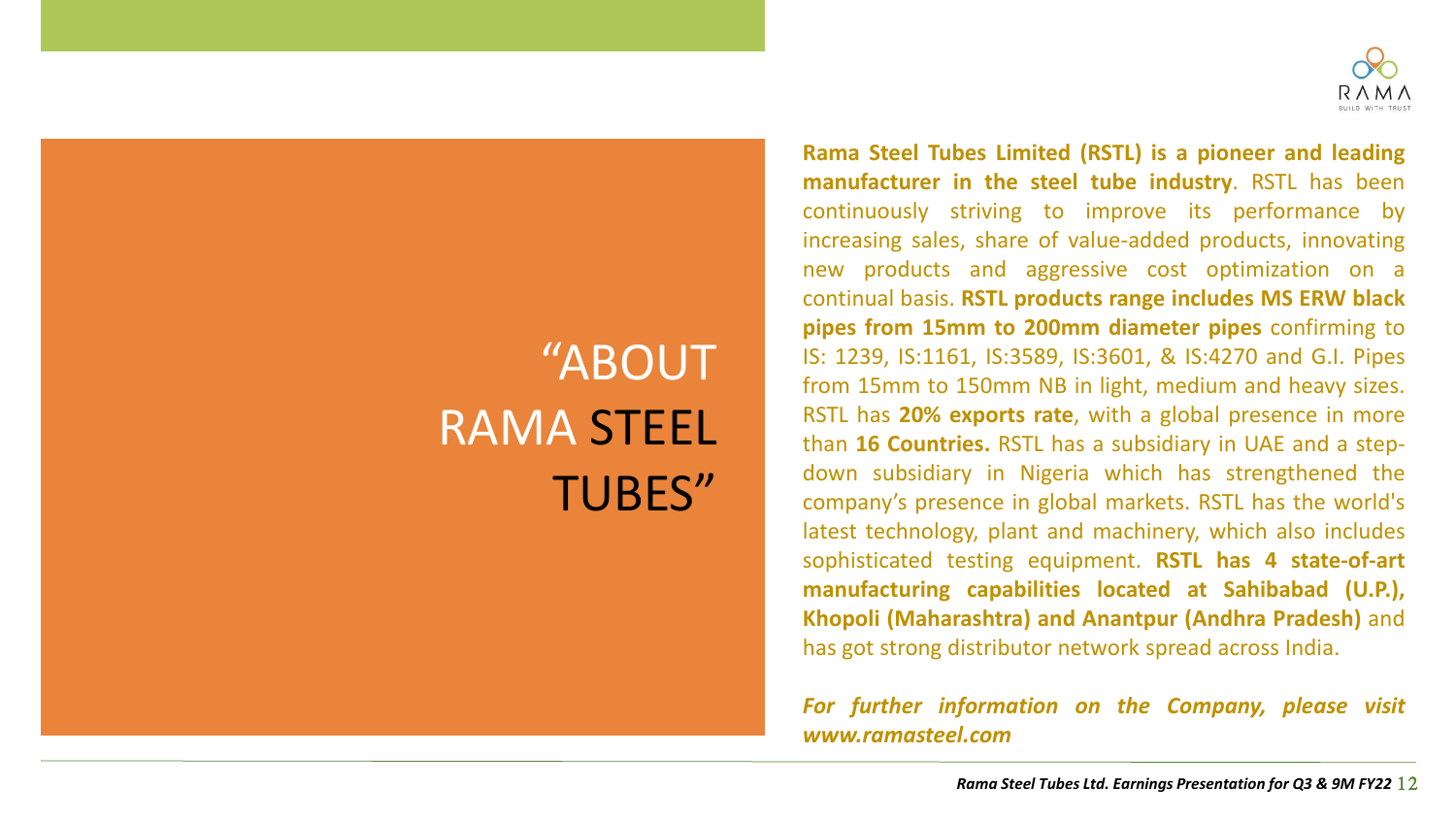# "ABOUT RAMA STEEL TUBES"

**Rama Steel Tubes Limited (RSTL) is a pioneer and leading manufacturer in the steel tube industry**. RSTL has been continuously striving to improve its performance by increasing sales, share of value-added products, innovating new products and aggressive cost optimization on a continual basis. **RSTL products range includes MS ERW black pipes from 15mm to 200mm diameter pipes** confirming to IS: 1239, IS:1161, IS:3589, IS:3601, & IS:4270 and G.I. Pipes from 15mm to 150mm NB in light, medium and heavy sizes. RSTL has **20% exports rate**, with a global presence in more than **16 Countries.** RSTL has a subsidiary in UAE and a step-down subsidiary in Nigeria which has strengthened the company's presence in global markets. RSTL has the world's latest technology, plant and machinery, which also includes sophisticated testing equipment. **RSTL has 4 state-of-art manufacturing capabilities located at Sahibabad (U.P.), Khopoli (Maharashtra) and Anantpur (Andhra Pradesh)** and has got strong distributor network spread across India.

***For further information on the Company, please visit www.ramasteel.com***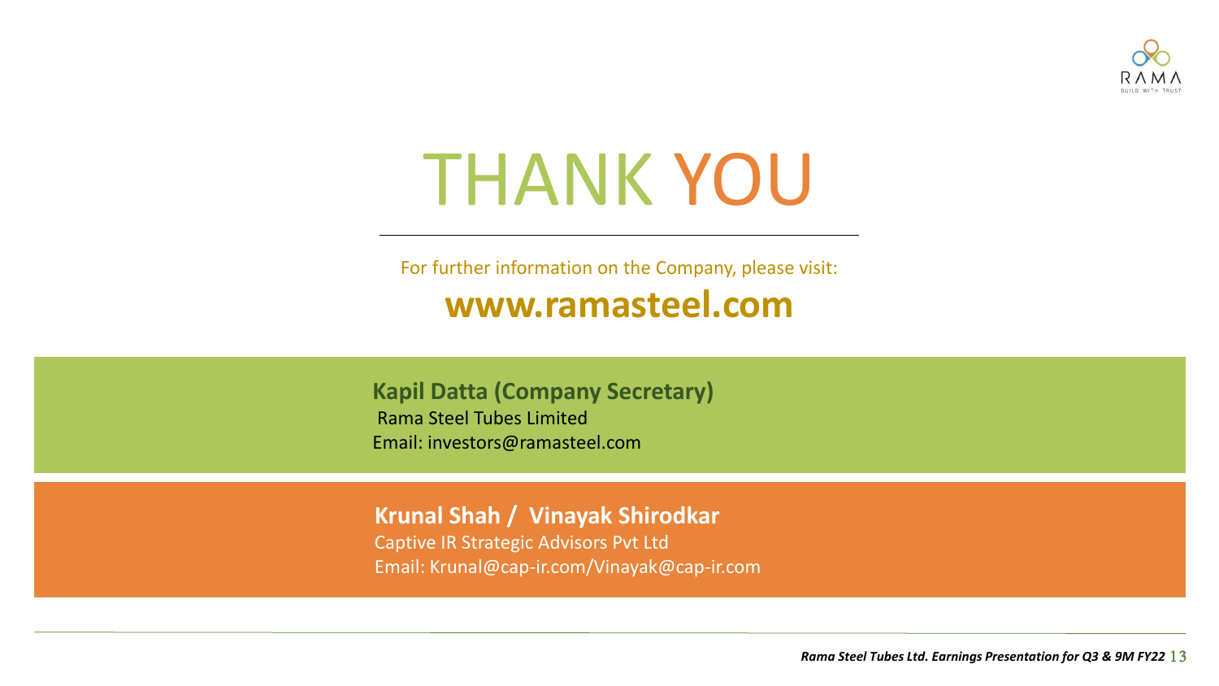# THANK YOU

For further information on the Company, please visit:

**www.ramasteel.com**

**Kapil Datta (Company Secretary)**
Rama Steel Tubes Limited
Email: investors@ramasteel.com

**Krunal Shah / Vinayak Shirodkar**
Captive IR Strategic Advisors Pvt Ltd
Email: Krunal@cap-ir.com/Vinayak@cap-ir.com